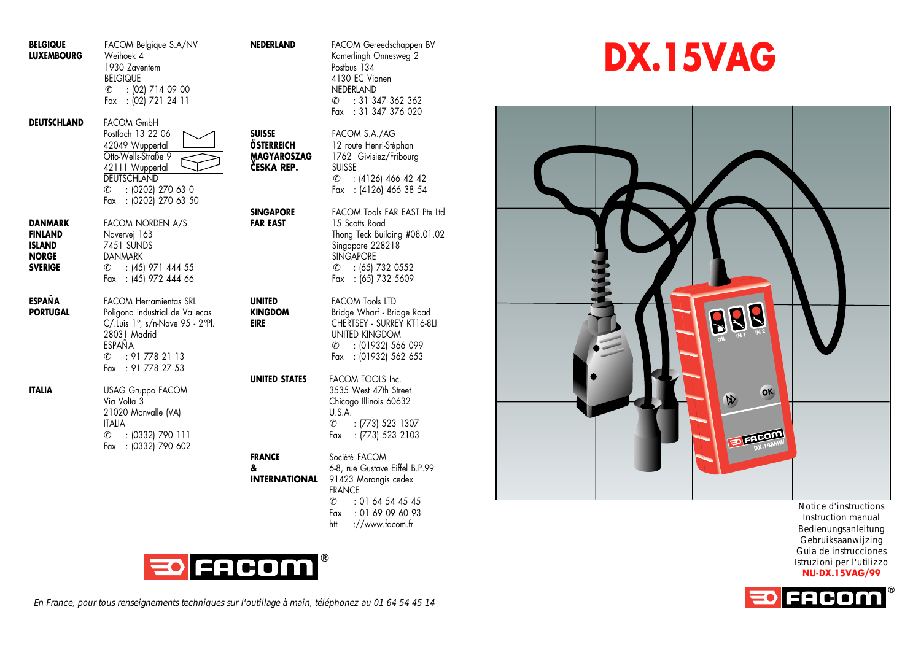# DX.15VAG

**BELGIQUE**
**LUXEMBOURG**

FACOM Belgique S.A/NV
Weihoek 4
1930 Zaventem
BELGIQUE
✆ : (02) 714 09 00
Fax : (02) 721 24 11

**DEUTSCHLAND**

FACOM GmbH
Postfach 13 22 06
42049 Wuppertal
Otto-Wells-Straße 9
42111 Wuppertal
DEUTSCHLAND
✆ : (0202) 270 63 0
Fax : (0202) 270 63 50

**DANMARK**
**FINLAND**
**ISLAND**
**NORGE**
**SVERIGE**

FACOM NORDEN A/S
Navervej 16B
7451 SUNDS
DANMARK
✆ : (45) 971 444 55
Fax : (45) 972 444 66

**ESPAÑA**
**PORTUGAL**

FACOM Herramientas SRL
Poligono industrial de Vallecas
C/.Luis 1°, s/n-Nave 95 - 2°Pl.
28031 Madrid
ESPAÑA
✆ : 91 778 21 13
Fax : 91 778 27 53

**ITALIA**

USAG Gruppo FACOM
Via Volta 3
21020 Monvalle (VA)
ITALIA
✆ : (0332) 790 111
Fax : (0332) 790 602

**NEDERLAND**

FACOM Gereedschappen BV
Kamerlingh Onnesweg 2
Postbus 134
4130 EC Vianen
NEDERLAND
✆ : 31 347 362 362
Fax : 31 347 376 020

**SUISSE**
**ÖSTERREICH**
**MAGYAROSZAG**
**ČESKA REP.**

FACOM S.A./AG
12 route Henri-Stéphan
1762 Givisiez/Fribourg
SUISSE
✆ : (4126) 466 42 42
Fax : (4126) 466 38 54

**SINGAPORE**
**FAR EAST**

FACOM Tools FAR EAST Pte Ltd
15 Scotts Road
Thong Teck Building #08.01.02
Singapore 228218
SINGAPORE
✆ : (65) 732 0552
Fax : (65) 732 5609

**UNITED**
**KINGDOM**
**EIRE**

FACOM Tools LTD
Bridge Wharf - Bridge Road
CHERTSEY - SURREY KT16-8LJ
UNITED KINGDOM
✆ : (01932) 566 099
Fax : (01932) 562 653

**UNITED STATES**

FACOM TOOLS Inc.
3535 West 47th Street
Chicago Illinois 60632
U.S.A.
✆ : (773) 523 1307
Fax : (773) 523 2103

**FRANCE**
**&**
**INTERNATIONAL**

Société FACOM
6-8, rue Gustave Eiffel B.P.99
91423 Morangis cedex
FRANCE
✆ : 01 64 54 45 45
Fax : 01 69 09 60 93
htt ://www.facom.fr

FACOM®

*En France, pour tous renseignements techniques sur l'outillage à main, téléphonez au 01 64 54 45 14*

Notice d'instructions
Instruction manual
Bedienungsanleitung
Gebruiksaanwijzing
Guia de instrucciones
Istruzioni per l'utilizzo
**NU-DX.15VAG/99**

FACOM®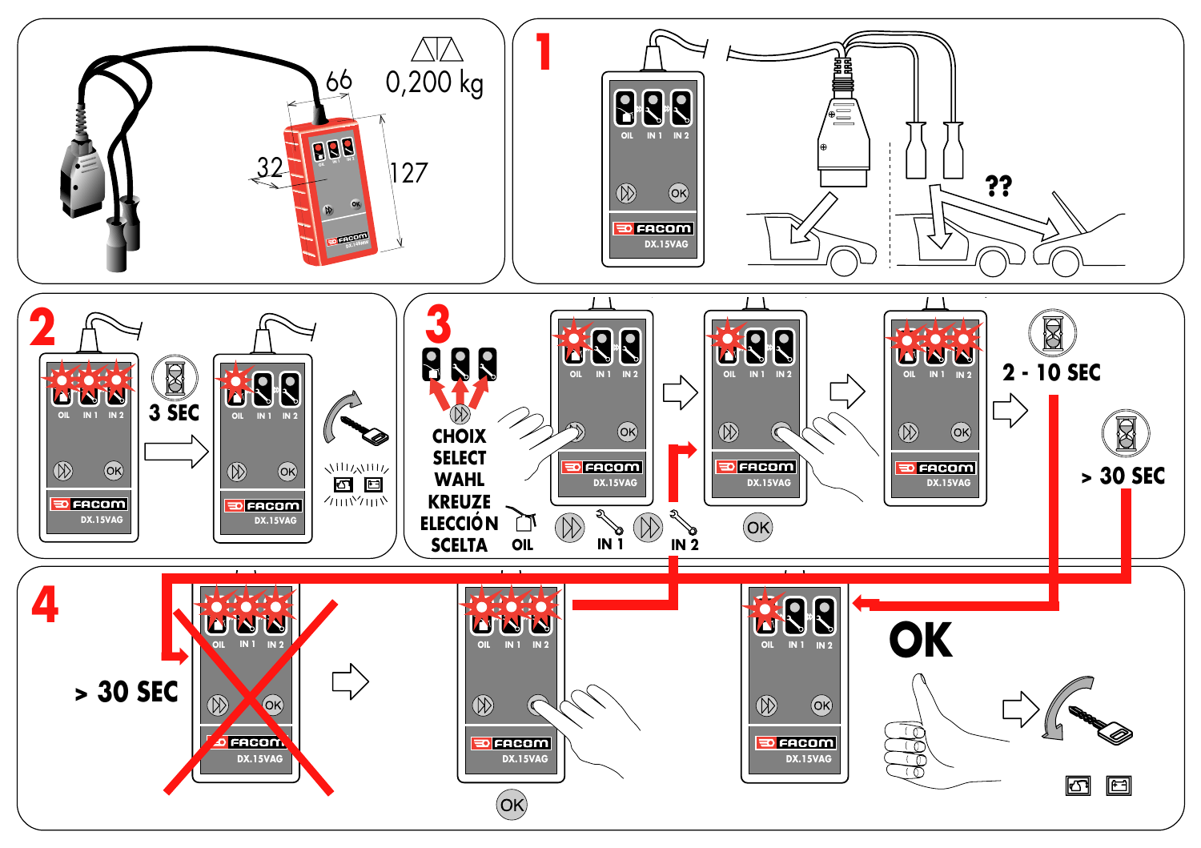66

0,200 kg

32

127

1

OIL IN 1 IN 2

OK

FACOM

DX.15VAG

??

2

3 SEC

3

CHOIX
SELECT
WAHL
KREUZE
ELECCIÓN
SCELTA

OIL

IN 1

IN 2

OK

2 - 10 SEC

> 30 SEC

4

> 30 SEC

OK